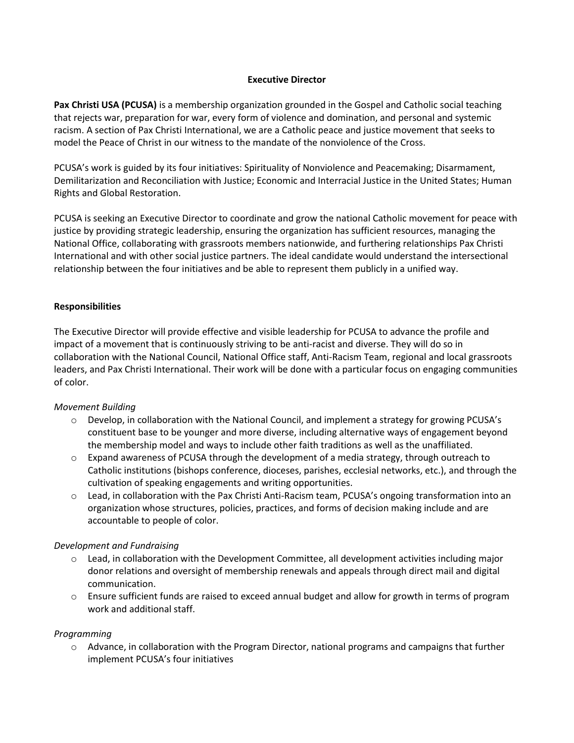# Executive Director

**Pax Christi USA (PCUSA)** is a membership organization grounded in the Gospel and Catholic social teaching that rejects war, preparation for war, every form of violence and domination, and personal and systemic racism. A section of Pax Christi International, we are a Catholic peace and justice movement that seeks to model the Peace of Christ in our witness to the mandate of the nonviolence of the Cross.

PCUSA's work is guided by its four initiatives: Spirituality of Nonviolence and Peacemaking; Disarmament, Demilitarization and Reconciliation with Justice; Economic and Interracial Justice in the United States; Human Rights and Global Restoration.

PCUSA is seeking an Executive Director to coordinate and grow the national Catholic movement for peace with justice by providing strategic leadership, ensuring the organization has sufficient resources, managing the National Office, collaborating with grassroots members nationwide, and furthering relationships Pax Christi International and with other social justice partners. The ideal candidate would understand the intersectional relationship between the four initiatives and be able to represent them publicly in a unified way.

## Responsibilities

The Executive Director will provide effective and visible leadership for PCUSA to advance the profile and impact of a movement that is continuously striving to be anti-racist and diverse. They will do so in collaboration with the National Council, National Office staff, Anti-Racism Team, regional and local grassroots leaders, and Pax Christi International. Their work will be done with a particular focus on engaging communities of color.

*Movement Building*

- Develop, in collaboration with the National Council, and implement a strategy for growing PCUSA's constituent base to be younger and more diverse, including alternative ways of engagement beyond the membership model and ways to include other faith traditions as well as the unaffiliated.
- Expand awareness of PCUSA through the development of a media strategy, through outreach to Catholic institutions (bishops conference, dioceses, parishes, ecclesial networks, etc.), and through the cultivation of speaking engagements and writing opportunities.
- Lead, in collaboration with the Pax Christi Anti-Racism team, PCUSA's ongoing transformation into an organization whose structures, policies, practices, and forms of decision making include and are accountable to people of color.

*Development and Fundraising*

- Lead, in collaboration with the Development Committee, all development activities including major donor relations and oversight of membership renewals and appeals through direct mail and digital communication.
- Ensure sufficient funds are raised to exceed annual budget and allow for growth in terms of program work and additional staff.

*Programming*

- Advance, in collaboration with the Program Director, national programs and campaigns that further implement PCUSA's four initiatives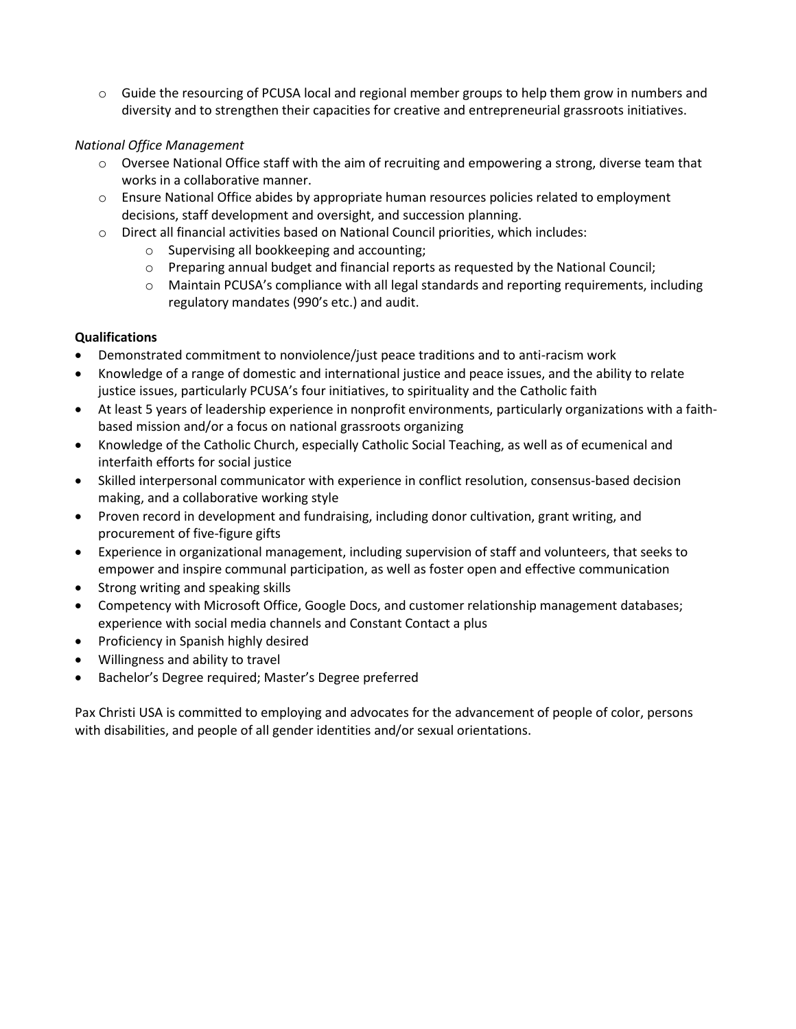- Guide the resourcing of PCUSA local and regional member groups to help them grow in numbers and diversity and to strengthen their capacities for creative and entrepreneurial grassroots initiatives.

*National Office Management*

- Oversee National Office staff with the aim of recruiting and empowering a strong, diverse team that works in a collaborative manner.
- Ensure National Office abides by appropriate human resources policies related to employment decisions, staff development and oversight, and succession planning.
- Direct all financial activities based on National Council priorities, which includes:
  - Supervising all bookkeeping and accounting;
  - Preparing annual budget and financial reports as requested by the National Council;
  - Maintain PCUSA's compliance with all legal standards and reporting requirements, including regulatory mandates (990's etc.) and audit.

**Qualifications**

- Demonstrated commitment to nonviolence/just peace traditions and to anti-racism work
- Knowledge of a range of domestic and international justice and peace issues, and the ability to relate justice issues, particularly PCUSA's four initiatives, to spirituality and the Catholic faith
- At least 5 years of leadership experience in nonprofit environments, particularly organizations with a faith-based mission and/or a focus on national grassroots organizing
- Knowledge of the Catholic Church, especially Catholic Social Teaching, as well as of ecumenical and interfaith efforts for social justice
- Skilled interpersonal communicator with experience in conflict resolution, consensus-based decision making, and a collaborative working style
- Proven record in development and fundraising, including donor cultivation, grant writing, and procurement of five-figure gifts
- Experience in organizational management, including supervision of staff and volunteers, that seeks to empower and inspire communal participation, as well as foster open and effective communication
- Strong writing and speaking skills
- Competency with Microsoft Office, Google Docs, and customer relationship management databases; experience with social media channels and Constant Contact a plus
- Proficiency in Spanish highly desired
- Willingness and ability to travel
- Bachelor's Degree required; Master's Degree preferred

Pax Christi USA is committed to employing and advocates for the advancement of people of color, persons with disabilities, and people of all gender identities and/or sexual orientations.